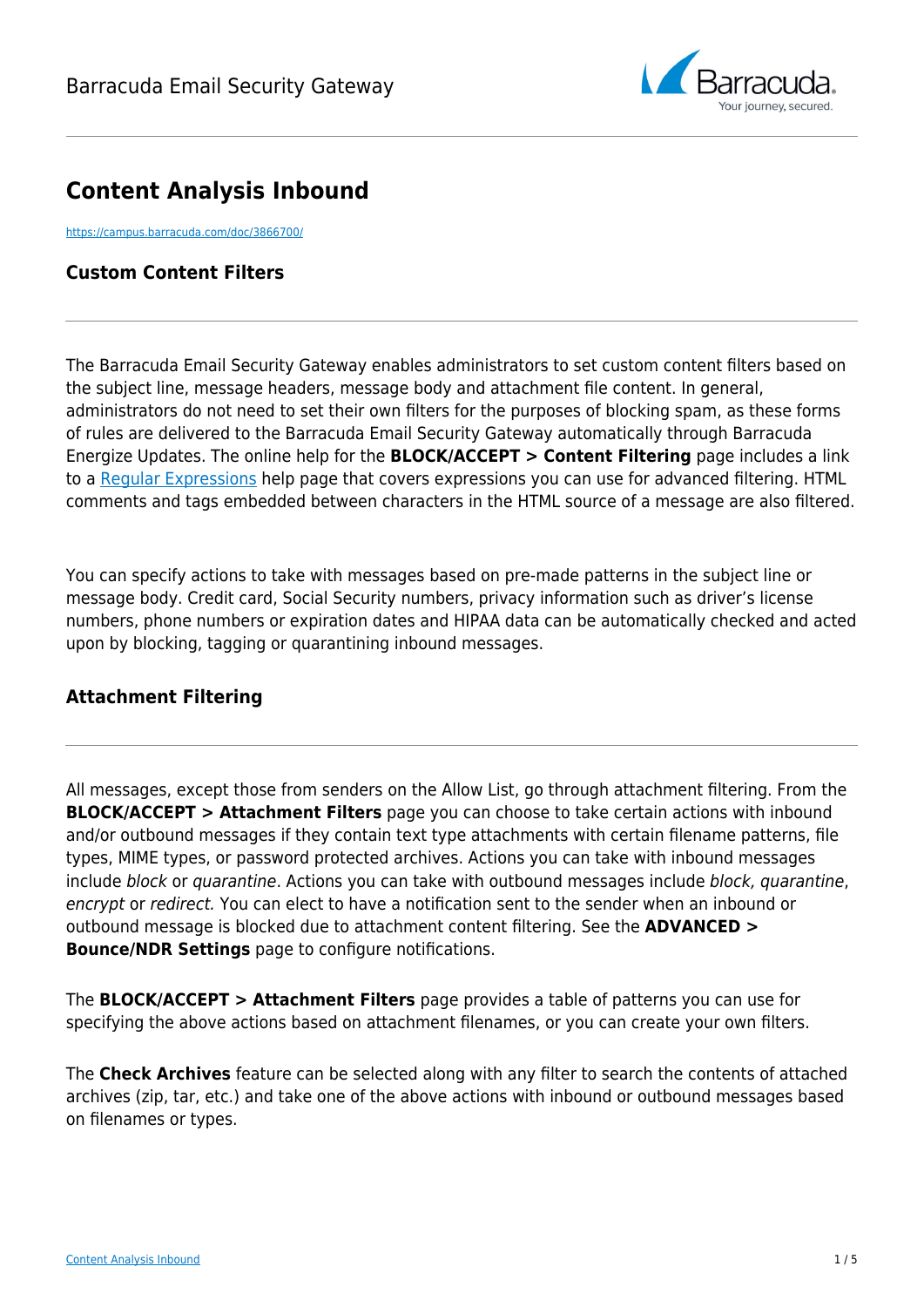# Content Analysis Inbound

https://campus.barracuda.com/doc/3866700/

## Custom Content Filters

The Barracuda Email Security Gateway enables administrators to set custom content filters based on the subject line, message headers, message body and attachment file content. In general, administrators do not need to set their own filters for the purposes of blocking spam, as these forms of rules are delivered to the Barracuda Email Security Gateway automatically through Barracuda Energize Updates. The online help for the **BLOCK/ACCEPT > Content Filtering** page includes a link to a Regular Expressions help page that covers expressions you can use for advanced filtering. HTML comments and tags embedded between characters in the HTML source of a message are also filtered.

You can specify actions to take with messages based on pre-made patterns in the subject line or message body. Credit card, Social Security numbers, privacy information such as driver's license numbers, phone numbers or expiration dates and HIPAA data can be automatically checked and acted upon by blocking, tagging or quarantining inbound messages.

## Attachment Filtering

All messages, except those from senders on the Allow List, go through attachment filtering. From the **BLOCK/ACCEPT > Attachment Filters** page you can choose to take certain actions with inbound and/or outbound messages if they contain text type attachments with certain filename patterns, file types, MIME types, or password protected archives. Actions you can take with inbound messages include *block* or *quarantine*. Actions you can take with outbound messages include *block, quarantine*, *encrypt* or *redirect.* You can elect to have a notification sent to the sender when an inbound or outbound message is blocked due to attachment content filtering. See the **ADVANCED > Bounce/NDR Settings** page to configure notifications.

The **BLOCK/ACCEPT > Attachment Filters** page provides a table of patterns you can use for specifying the above actions based on attachment filenames, or you can create your own filters.

The **Check Archives** feature can be selected along with any filter to search the contents of attached archives (zip, tar, etc.) and take one of the above actions with inbound or outbound messages based on filenames or types.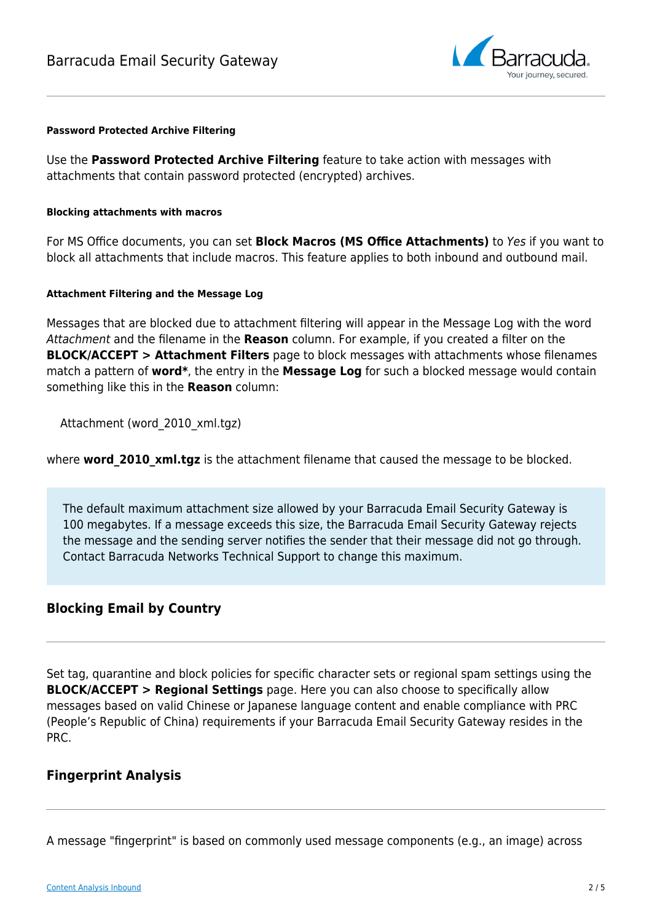#### Password Protected Archive Filtering

Use the **Password Protected Archive Filtering** feature to take action with messages with attachments that contain password protected (encrypted) archives.

#### Blocking attachments with macros

For MS Office documents, you can set **Block Macros (MS Office Attachments)** to *Yes* if you want to block all attachments that include macros. This feature applies to both inbound and outbound mail.

#### Attachment Filtering and the Message Log

Messages that are blocked due to attachment filtering will appear in the Message Log with the word *Attachment* and the filename in the **Reason** column. For example, if you created a filter on the **BLOCK/ACCEPT > Attachment Filters** page to block messages with attachments whose filenames match a pattern of **word***, the entry in the **Message Log** for such a blocked message would contain something like this in the **Reason** column:

Attachment (word_2010_xml.tgz)

where **word_2010_xml.tgz** is the attachment filename that caused the message to be blocked.

> The default maximum attachment size allowed by your Barracuda Email Security Gateway is 100 megabytes. If a message exceeds this size, the Barracuda Email Security Gateway rejects the message and the sending server notifies the sender that their message did not go through. Contact Barracuda Networks Technical Support to change this maximum.

## Blocking Email by Country

Set tag, quarantine and block policies for specific character sets or regional spam settings using the **BLOCK/ACCEPT > Regional Settings** page. Here you can also choose to specifically allow messages based on valid Chinese or Japanese language content and enable compliance with PRC (People's Republic of China) requirements if your Barracuda Email Security Gateway resides in the PRC.

## Fingerprint Analysis

A message "fingerprint" is based on commonly used message components (e.g., an image) across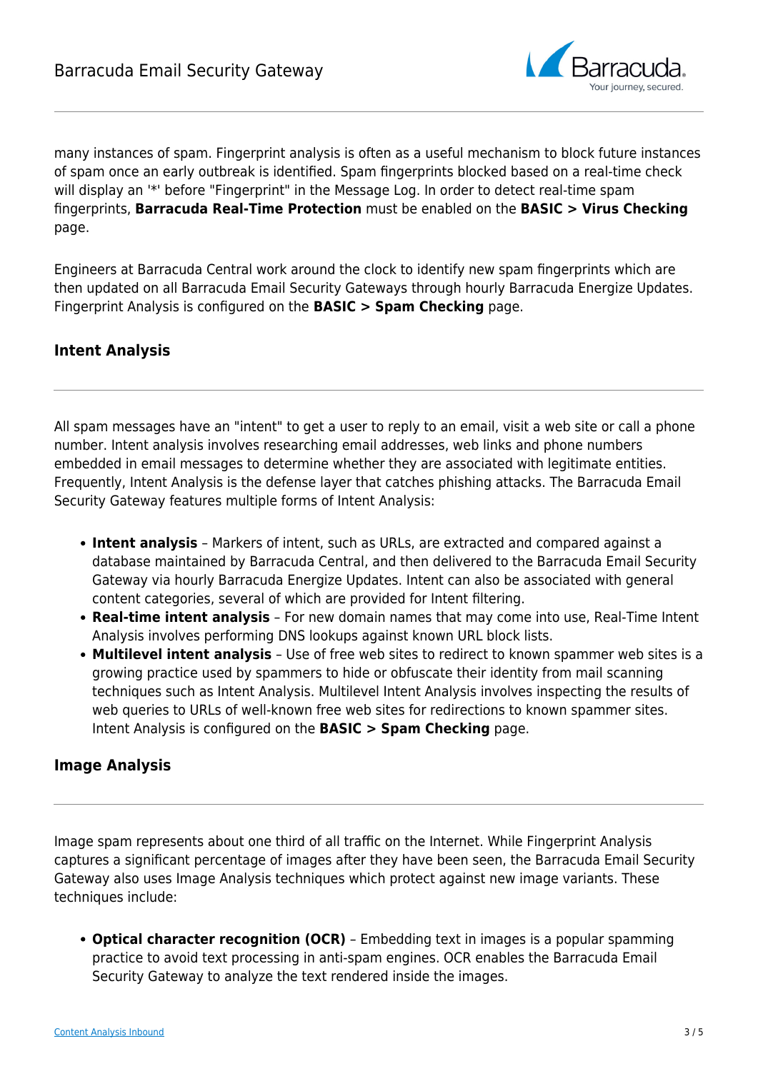many instances of spam. Fingerprint analysis is often as a useful mechanism to block future instances of spam once an early outbreak is identified. Spam fingerprints blocked based on a real-time check will display an '*' before "Fingerprint" in the Message Log. In order to detect real-time spam fingerprints, **Barracuda Real-Time Protection** must be enabled on the **BASIC > Virus Checking** page.

Engineers at Barracuda Central work around the clock to identify new spam fingerprints which are then updated on all Barracuda Email Security Gateways through hourly Barracuda Energize Updates. Fingerprint Analysis is configured on the **BASIC > Spam Checking** page.

### Intent Analysis

All spam messages have an "intent" to get a user to reply to an email, visit a web site or call a phone number. Intent analysis involves researching email addresses, web links and phone numbers embedded in email messages to determine whether they are associated with legitimate entities. Frequently, Intent Analysis is the defense layer that catches phishing attacks. The Barracuda Email Security Gateway features multiple forms of Intent Analysis:

- **Intent analysis** – Markers of intent, such as URLs, are extracted and compared against a database maintained by Barracuda Central, and then delivered to the Barracuda Email Security Gateway via hourly Barracuda Energize Updates. Intent can also be associated with general content categories, several of which are provided for Intent filtering.
- **Real-time intent analysis** – For new domain names that may come into use, Real-Time Intent Analysis involves performing DNS lookups against known URL block lists.
- **Multilevel intent analysis** – Use of free web sites to redirect to known spammer web sites is a growing practice used by spammers to hide or obfuscate their identity from mail scanning techniques such as Intent Analysis. Multilevel Intent Analysis involves inspecting the results of web queries to URLs of well-known free web sites for redirections to known spammer sites. Intent Analysis is configured on the **BASIC > Spam Checking** page.

### Image Analysis

Image spam represents about one third of all traffic on the Internet. While Fingerprint Analysis captures a significant percentage of images after they have been seen, the Barracuda Email Security Gateway also uses Image Analysis techniques which protect against new image variants. These techniques include:

- **Optical character recognition (OCR)** – Embedding text in images is a popular spamming practice to avoid text processing in anti-spam engines. OCR enables the Barracuda Email Security Gateway to analyze the text rendered inside the images.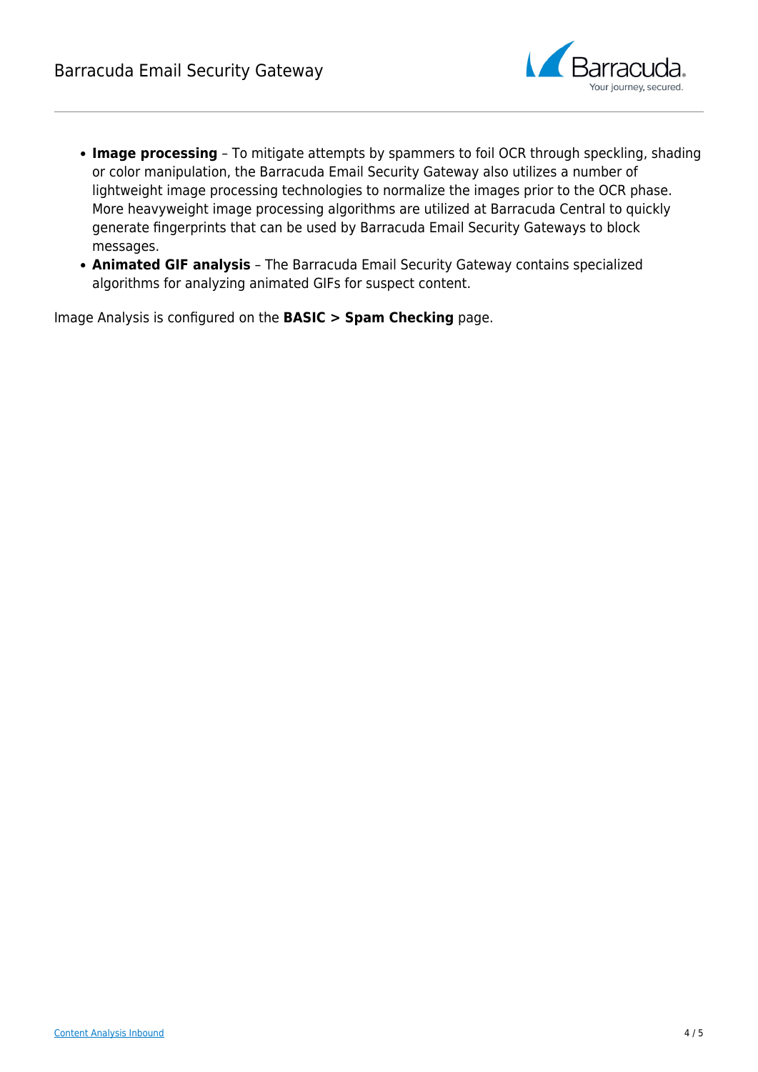- **Image processing** – To mitigate attempts by spammers to foil OCR through speckling, shading or color manipulation, the Barracuda Email Security Gateway also utilizes a number of lightweight image processing technologies to normalize the images prior to the OCR phase. More heavyweight image processing algorithms are utilized at Barracuda Central to quickly generate fingerprints that can be used by Barracuda Email Security Gateways to block messages.
- **Animated GIF analysis** – The Barracuda Email Security Gateway contains specialized algorithms for analyzing animated GIFs for suspect content.

Image Analysis is configured on the **BASIC > Spam Checking** page.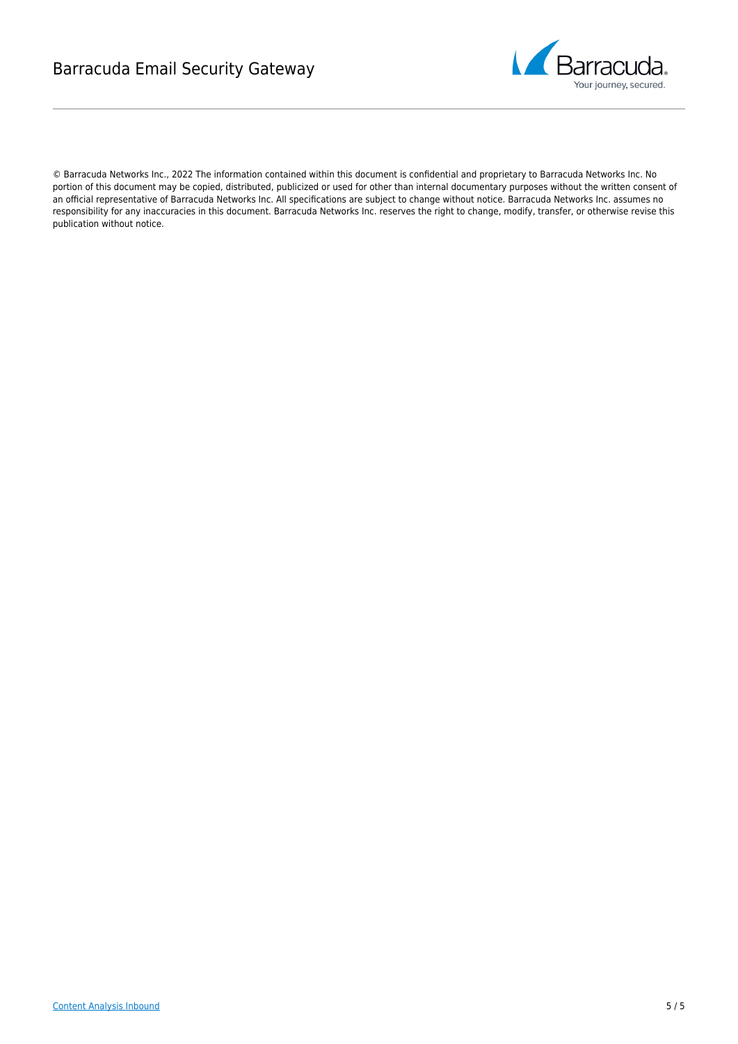© Barracuda Networks Inc., 2022 The information contained within this document is confidential and proprietary to Barracuda Networks Inc. No portion of this document may be copied, distributed, publicized or used for other than internal documentary purposes without the written consent of an official representative of Barracuda Networks Inc. All specifications are subject to change without notice. Barracuda Networks Inc. assumes no responsibility for any inaccuracies in this document. Barracuda Networks Inc. reserves the right to change, modify, transfer, or otherwise revise this publication without notice.